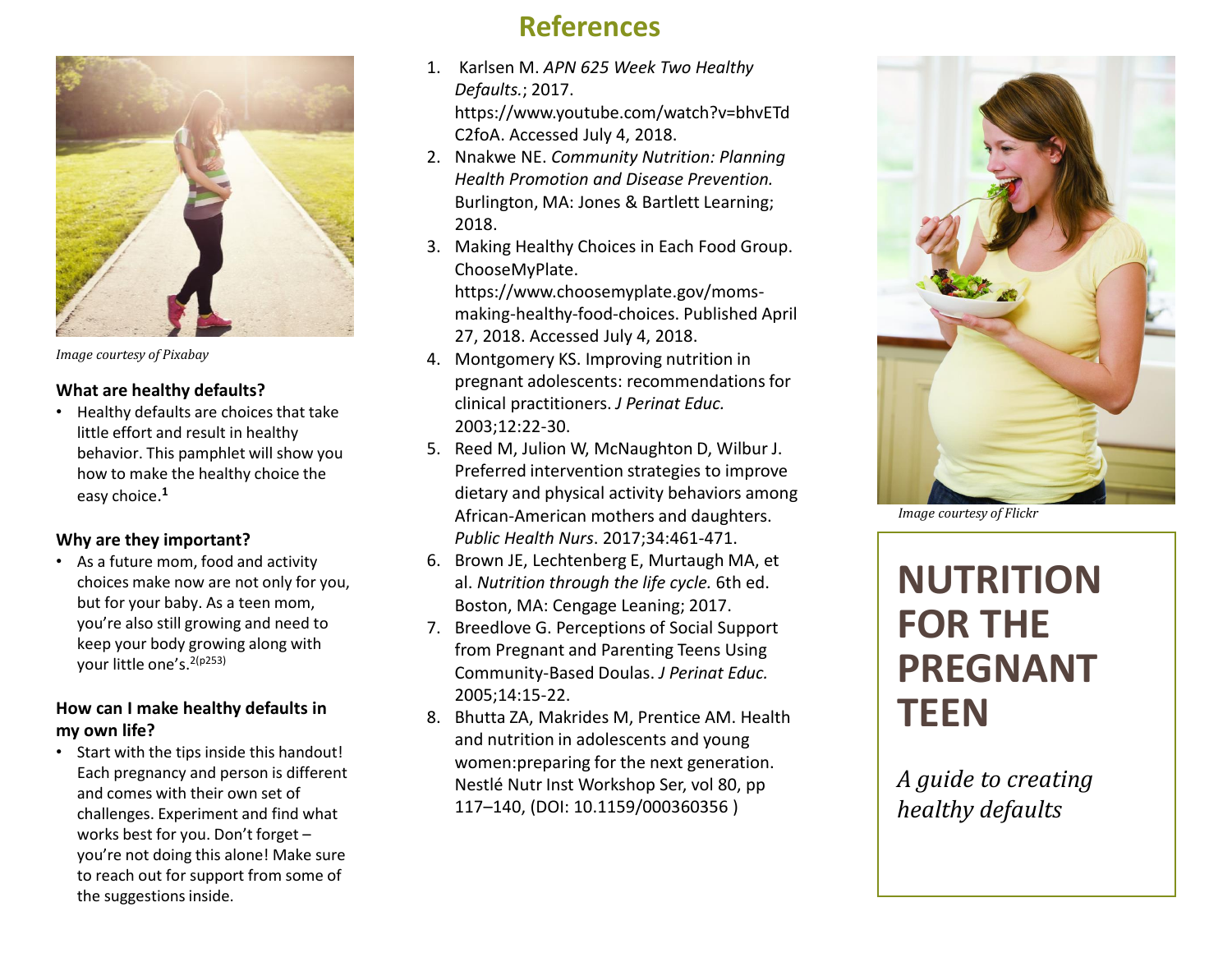Image courtesy of Pixabay

**What are healthy defaults?**

- Healthy defaults are choices that take little effort and result in healthy behavior. This pamphlet will show you how to make the healthy choice the easy choice.[1]

**Why are they important?**

- As a future mom, food and activity choices make now are not only for you, but for your baby. As a teen mom, you're also still growing and need to keep your body growing along with your little one's.[2(p253)]

**How can I make healthy defaults in my own life?**

- Start with the tips inside this handout! Each pregnancy and person is different and comes with their own set of challenges. Experiment and find what works best for you. Don't forget – you're not doing this alone! Make sure to reach out for support from some of the suggestions inside.

## References

1. Karlsen M. *APN 625 Week Two Healthy Defaults.*; 2017. https://www.youtube.com/watch?v=bhvETdC2foA. Accessed July 4, 2018.
2. Nnakwe NE. *Community Nutrition: Planning Health Promotion and Disease Prevention.* Burlington, MA: Jones & Bartlett Learning; 2018.
3. Making Healthy Choices in Each Food Group. ChooseMyPlate. https://www.choosemyplate.gov/moms-making-healthy-food-choices. Published April 27, 2018. Accessed July 4, 2018.
4. Montgomery KS. Improving nutrition in pregnant adolescents: recommendations for clinical practitioners. *J Perinat Educ.* 2003;12:22-30.
5. Reed M, Julion W, McNaughton D, Wilbur J. Preferred intervention strategies to improve dietary and physical activity behaviors among African-American mothers and daughters. *Public Health Nurs*. 2017;34:461-471.
6. Brown JE, Lechtenberg E, Murtaugh MA, et al. *Nutrition through the life cycle.* 6th ed. Boston, MA: Cengage Leaning; 2017.
7. Breedlove G. Perceptions of Social Support from Pregnant and Parenting Teens Using Community-Based Doulas. *J Perinat Educ.* 2005;14:15-22.
8. Bhutta ZA, Makrides M, Prentice AM. Health and nutrition in adolescents and young women:preparing for the next generation. Nestlé Nutr Inst Workshop Ser, vol 80, pp 117–140, (DOI: 10.1159/000360356 )

Image courtesy of Flickr

# NUTRITION FOR THE PREGNANT TEEN

*A guide to creating healthy defaults*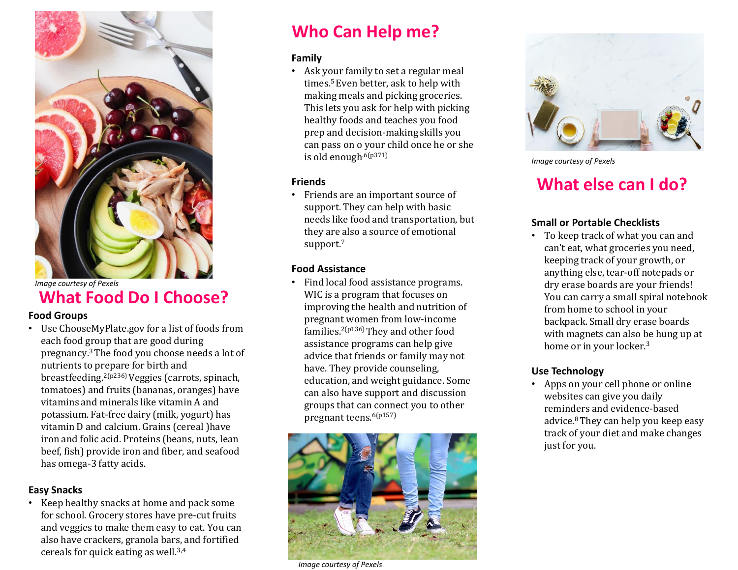*Image courtesy of Pexels*

# What Food Do I Choose?

### Food Groups

- Use ChooseMyPlate.gov for a list of foods from each food group that are good during pregnancy.[3] The food you choose needs a lot of nutrients to prepare for birth and breastfeeding.[2(p236)] Veggies (carrots, spinach, tomatoes) and fruits (bananas, oranges) have vitamins and minerals like vitamin A and potassium. Fat-free dairy (milk, yogurt) has vitamin D and calcium. Grains (cereal )have iron and folic acid. Proteins (beans, nuts, lean beef, fish) provide iron and fiber, and seafood has omega-3 fatty acids.

### Easy Snacks

- Keep healthy snacks at home and pack some for school. Grocery stores have pre-cut fruits and veggies to make them easy to eat. You can also have crackers, granola bars, and fortified cereals for quick eating as well.[3,4]

# Who Can Help me?

### Family

- Ask your family to set a regular meal times.[5] Even better, ask to help with making meals and picking groceries. This lets you ask for help with picking healthy foods and teaches you food prep and decision-making skills you can pass on o your child once he or she is old enough.[6(p371)]

### Friends

- Friends are an important source of support. They can help with basic needs like food and transportation, but they are also a source of emotional support.[7]

### Food Assistance

- Find local food assistance programs. WIC is a program that focuses on improving the health and nutrition of pregnant women from low-income families.[2(p136)] They and other food assistance programs can help give advice that friends or family may not have. They provide counseling, education, and weight guidance. Some can also have support and discussion groups that can connect you to other pregnant teens.[6(p157)]

*Image courtesy of Pexels*

*Image courtesy of Pexels*

# What else can I do?

### Small or Portable Checklists

- To keep track of what you can and can't eat, what groceries you need, keeping track of your growth, or anything else, tear-off notepads or dry erase boards are your friends! You can carry a small spiral notebook from home to school in your backpack. Small dry erase boards with magnets can also be hung up at home or in your locker.[3]

### Use Technology

- Apps on your cell phone or online websites can give you daily reminders and evidence-based advice.[8] They can help you keep easy track of your diet and make changes just for you.